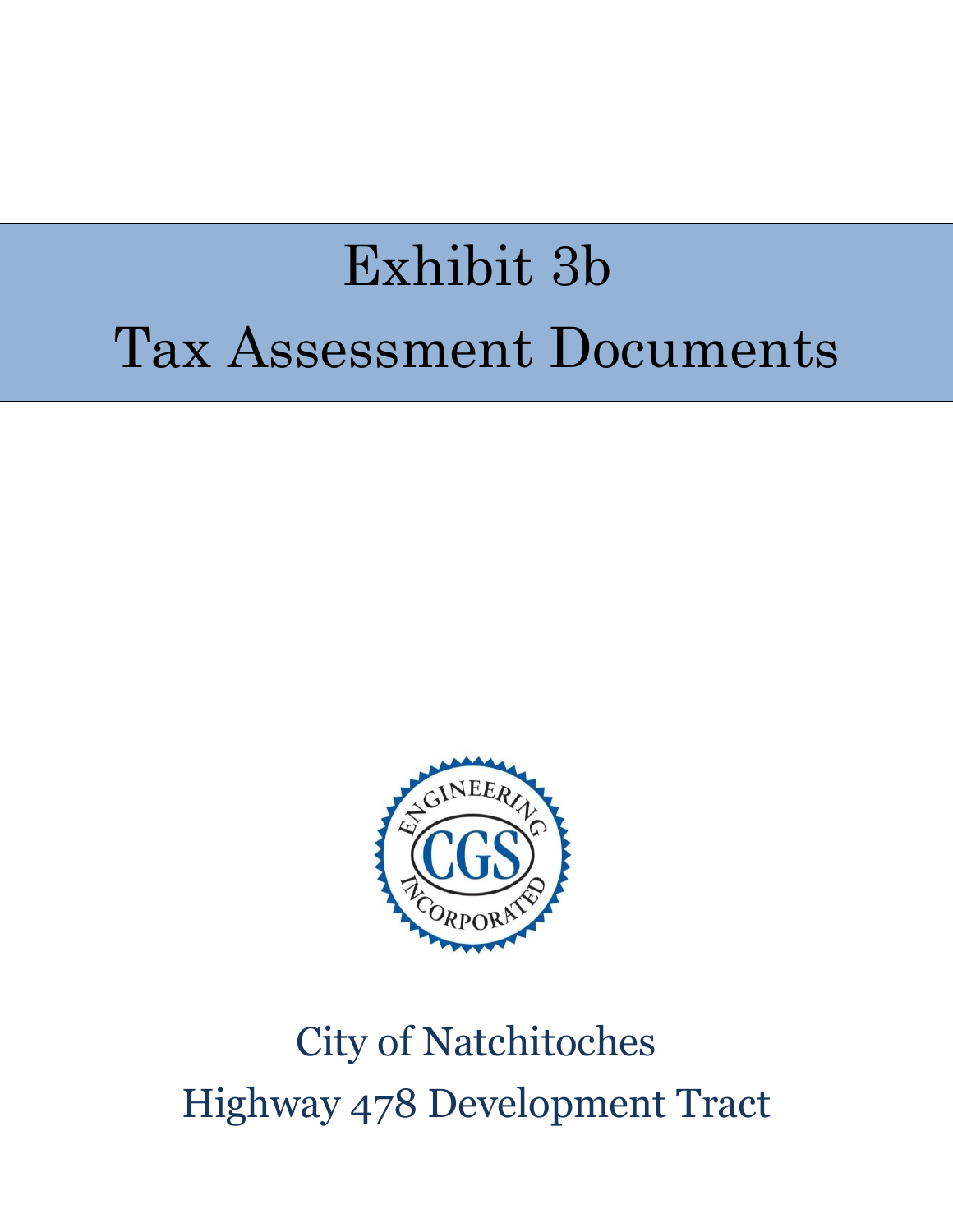# Exhibit 3b

# Tax Assessment Documents

ENGINEERING CGS INCORPORATED

City of Natchitoches

Highway 478 Development Tract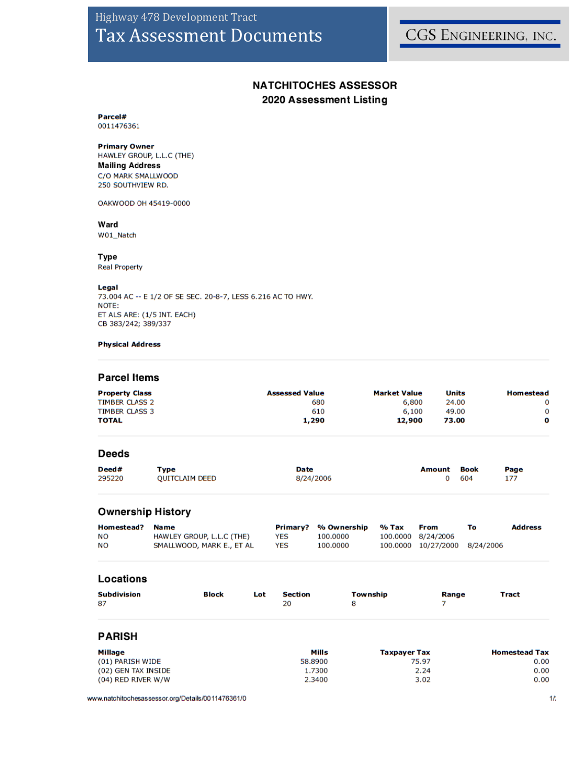# NATCHITOCHES ASSESSOR

## 2020 Assessment Listing

**Parcel#**
0011476361

**Primary Owner**
HAWLEY GROUP, L.L.C (THE)

**Mailing Address**
C/O MARK SMALLWOOD
250 SOUTHVIEW RD.

OAKWOOD OH 45419-0000

**Ward**
W01_Natch

**Type**
Real Property

**Legal**
73.004 AC -- E 1/2 OF SE SEC. 20-8-7, LESS 6.216 AC TO HWY.
NOTE:
ET ALS ARE: (1/5 INT. EACH)
CB 383/242; 389/337

**Physical Address**

## Parcel Items

| Property Class | Assessed Value | Market Value | Units | Homestead |
|---|---|---|---|---|
| TIMBER CLASS 2 | 680 | 6,800 | 24.00 | 0 |
| TIMBER CLASS 3 | 610 | 6,100 | 49.00 | 0 |
| **TOTAL** | **1,290** | **12,900** | **73.00** | **0** |

## Deeds

| Deed# | Type | Date | Amount | Book | Page |
|---|---|---|---|---|---|
| 295220 | QUITCLAIM DEED | 8/24/2006 | 0 | 604 | 177 |

## Ownership History

| Homestead? | Name | Primary? | % Ownership | % Tax | From | To | Address |
|---|---|---|---|---|---|---|---|
| NO | HAWLEY GROUP, L.L.C (THE) | YES | 100.0000 | 100.0000 | 8/24/2006 | | |
| NO | SMALLWOOD, MARK E., ET AL | YES | 100.0000 | 100.0000 | 10/27/2000 | 8/24/2006 | |

## Locations

| Subdivision | Block | Lot | Section | Township | Range | Tract |
|---|---|---|---|---|---|---|
| 87 | | | 20 | 8 | 7 | |

## PARISH

| Millage | Mills | Taxpayer Tax | Homestead Tax |
|---|---|---|---|
| (01) PARISH WIDE | 58.8900 | 75.97 | 0.00 |
| (02) GEN TAX INSIDE | 1.7300 | 2.24 | 0.00 |
| (04) RED RIVER W/W | 2.3400 | 3.02 | 0.00 |

www.natchitochesassessor.org/Details/0011476361/0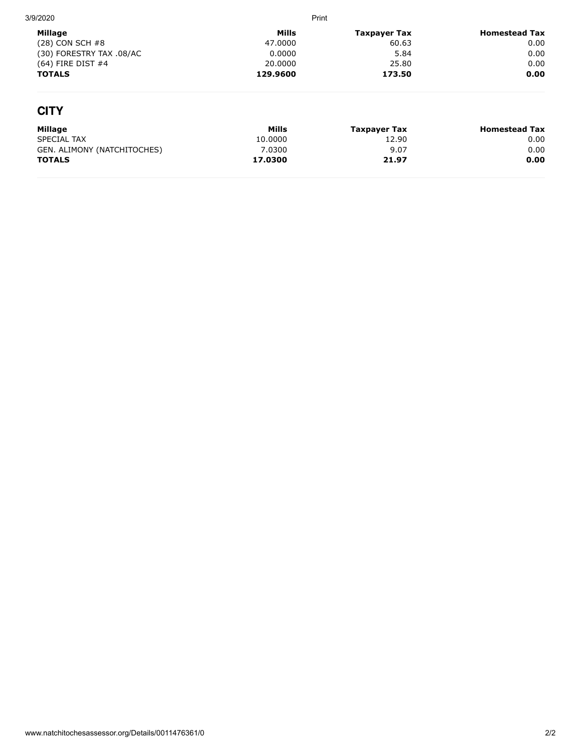| Millage | Mills | Taxpayer Tax | Homestead Tax |
|---|---|---|---|
| (28) CON SCH #8 | 47.0000 | 60.63 | 0.00 |
| (30) FORESTRY TAX .08/AC | 0.0000 | 5.84 | 0.00 |
| (64) FIRE DIST #4 | 20.0000 | 25.80 | 0.00 |
| **TOTALS** | **129.9600** | **173.50** | **0.00** |

## CITY

| Millage | Mills | Taxpayer Tax | Homestead Tax |
|---|---|---|---|
| SPECIAL TAX | 10.0000 | 12.90 | 0.00 |
| GEN. ALIMONY (NATCHITOCHES) | 7.0300 | 9.07 | 0.00 |
| **TOTALS** | **17.0300** | **21.97** | **0.00** |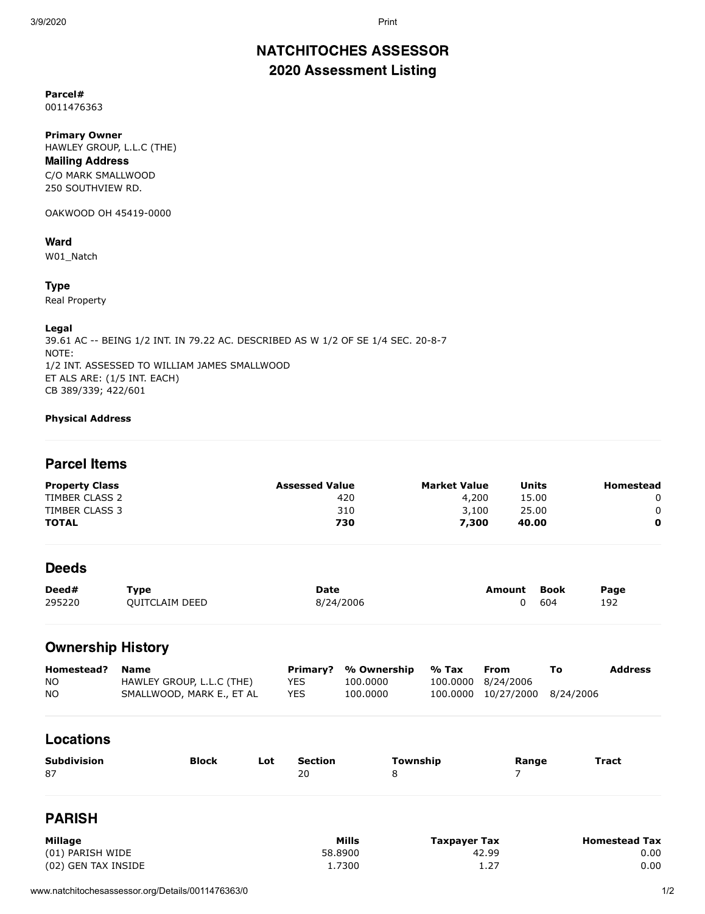# NATCHITOCHES ASSESSOR

## 2020 Assessment Listing

**Parcel#**
0011476363

**Primary Owner**
HAWLEY GROUP, L.L.C (THE)

**Mailing Address**
C/O MARK SMALLWOOD
250 SOUTHVIEW RD.

OAKWOOD OH 45419-0000

**Ward**
W01_Natch

**Type**
Real Property

**Legal**
39.61 AC -- BEING 1/2 INT. IN 79.22 AC. DESCRIBED AS W 1/2 OF SE 1/4 SEC. 20-8-7
NOTE:
1/2 INT. ASSESSED TO WILLIAM JAMES SMALLWOOD
ET ALS ARE: (1/5 INT. EACH)
CB 389/339; 422/601

**Physical Address**

## Parcel Items

| Property Class | Assessed Value | Market Value | Units | Homestead |
|---|---|---|---|---|
| TIMBER CLASS 2 | 420 | 4,200 | 15.00 | 0 |
| TIMBER CLASS 3 | 310 | 3,100 | 25.00 | 0 |
| **TOTAL** | **730** | **7,300** | **40.00** | **0** |

## Deeds

| Deed# | Type | Date | Amount | Book | Page |
|---|---|---|---|---|---|
| 295220 | QUITCLAIM DEED | 8/24/2006 | 0 | 604 | 192 |

## Ownership History

| Homestead? | Name | Primary? | % Ownership | % Tax | From | To | Address |
|---|---|---|---|---|---|---|---|
| NO | HAWLEY GROUP, L.L.C (THE) | YES | 100.0000 | 100.0000 | 8/24/2006 | | |
| NO | SMALLWOOD, MARK E., ET AL | YES | 100.0000 | 100.0000 | 10/27/2000 | 8/24/2006 | |

## Locations

| Subdivision | Block | Lot | Section | Township | Range | Tract |
|---|---|---|---|---|---|---|
| 87 | | | 20 | 8 | 7 | |

## PARISH

| Millage | Mills | Taxpayer Tax | Homestead Tax |
|---|---|---|---|
| (01) PARISH WIDE | 58.8900 | 42.99 | 0.00 |
| (02) GEN TAX INSIDE | 1.7300 | 1.27 | 0.00 |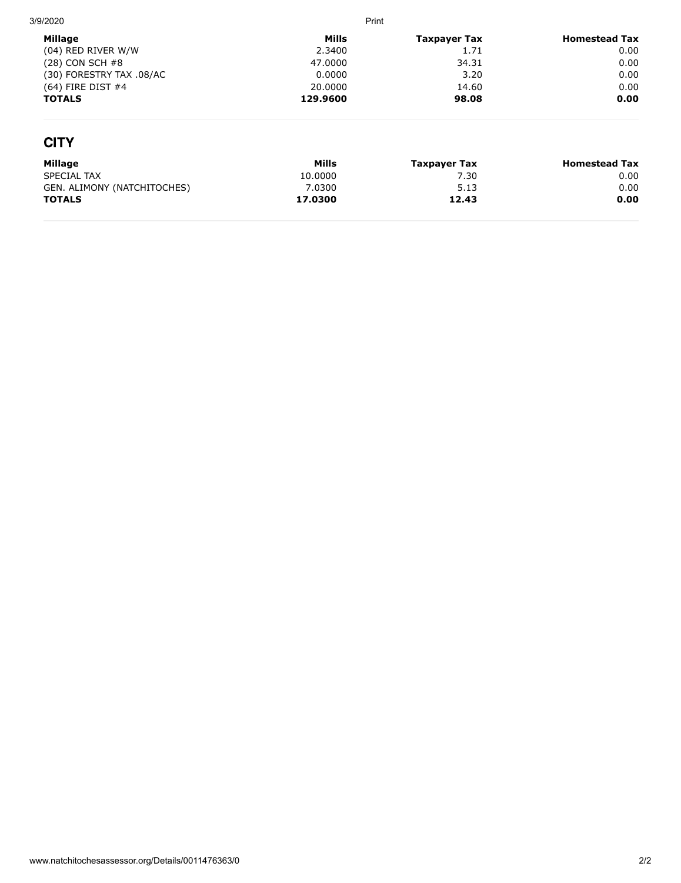| Millage | Mills | Taxpayer Tax | Homestead Tax |
| --- | --- | --- | --- |
| (04) RED RIVER W/W | 2.3400 | 1.71 | 0.00 |
| (28) CON SCH #8 | 47.0000 | 34.31 | 0.00 |
| (30) FORESTRY TAX .08/AC | 0.0000 | 3.20 | 0.00 |
| (64) FIRE DIST #4 | 20.0000 | 14.60 | 0.00 |
| **TOTALS** | **129.9600** | **98.08** | **0.00** |

## CITY

| Millage | Mills | Taxpayer Tax | Homestead Tax |
| --- | --- | --- | --- |
| SPECIAL TAX | 10.0000 | 7.30 | 0.00 |
| GEN. ALIMONY (NATCHITOCHES) | 7.0300 | 5.13 | 0.00 |
| **TOTALS** | **17.0300** | **12.43** | **0.00** |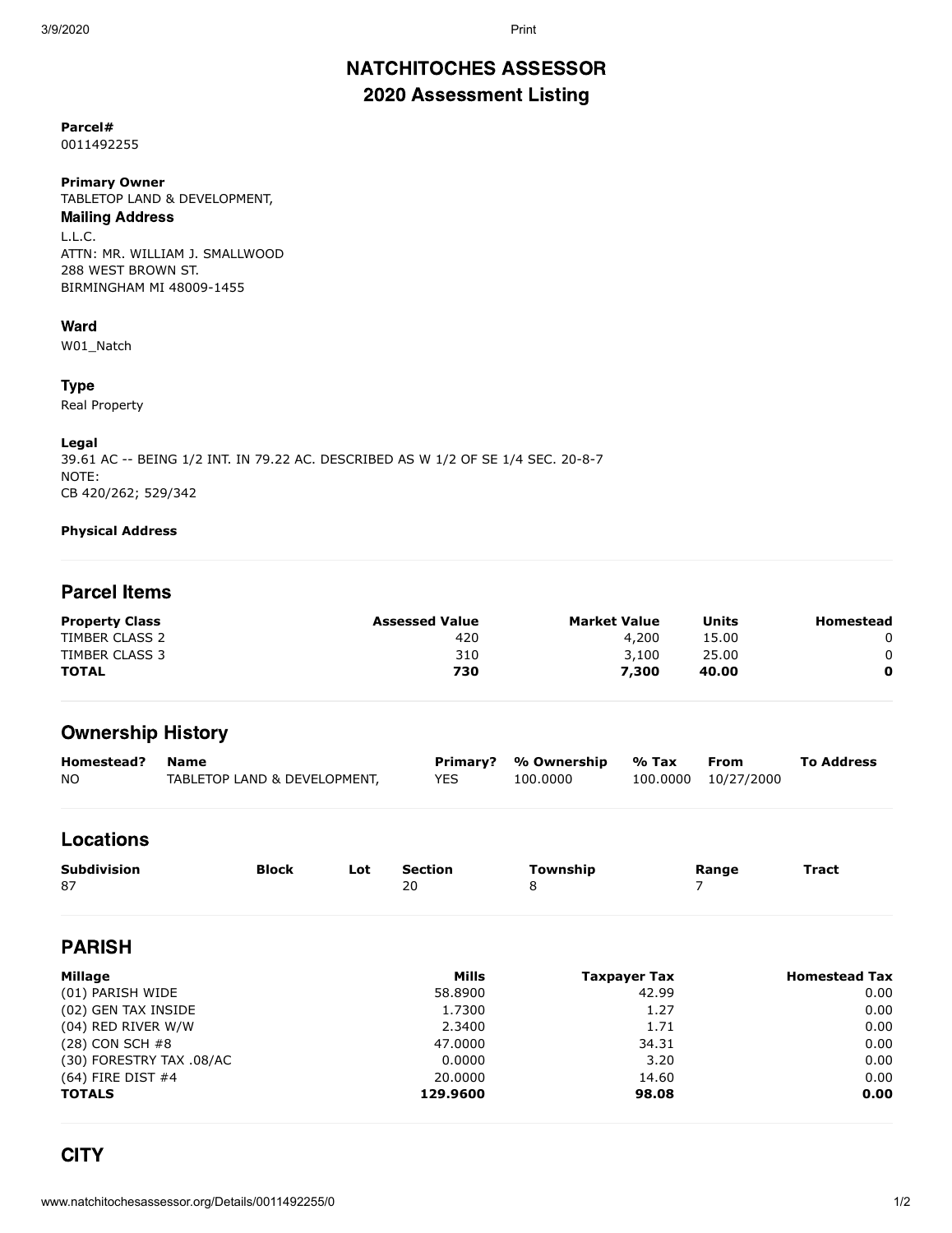# NATCHITOCHES ASSESSOR
## 2020 Assessment Listing

**Parcel#**
0011492255

**Primary Owner**
TABLETOP LAND & DEVELOPMENT,

**Mailing Address**
L.L.C.
ATTN: MR. WILLIAM J. SMALLWOOD
288 WEST BROWN ST.
BIRMINGHAM MI 48009-1455

**Ward**
W01_Natch

**Type**
Real Property

**Legal**
39.61 AC -- BEING 1/2 INT. IN 79.22 AC. DESCRIBED AS W 1/2 OF SE 1/4 SEC. 20-8-7
NOTE:
CB 420/262; 529/342

**Physical Address**

---

## Parcel Items

| Property Class | Assessed Value | Market Value | Units | Homestead |
|---|---|---|---|---|
| TIMBER CLASS 2 | 420 | 4,200 | 15.00 | 0 |
| TIMBER CLASS 3 | 310 | 3,100 | 25.00 | 0 |
| **TOTAL** | **730** | **7,300** | **40.00** | **0** |

## Ownership History

| Homestead? | Name | Primary? | % Ownership | % Tax | From | To Address |
|---|---|---|---|---|---|---|
| NO | TABLETOP LAND & DEVELOPMENT, | YES | 100.0000 | 100.0000 | 10/27/2000 | |

## Locations

| Subdivision | Block | Lot | Section | Township | Range | Tract |
|---|---|---|---|---|---|---|
| 87 | | | 20 | 8 | 7 | |

## PARISH

| Millage | Mills | Taxpayer Tax | Homestead Tax |
|---|---|---|---|
| (01) PARISH WIDE | 58.8900 | 42.99 | 0.00 |
| (02) GEN TAX INSIDE | 1.7300 | 1.27 | 0.00 |
| (04) RED RIVER W/W | 2.3400 | 1.71 | 0.00 |
| (28) CON SCH #8 | 47.0000 | 34.31 | 0.00 |
| (30) FORESTRY TAX .08/AC | 0.0000 | 3.20 | 0.00 |
| (64) FIRE DIST #4 | 20.0000 | 14.60 | 0.00 |
| **TOTALS** | **129.9600** | **98.08** | **0.00** |

## CITY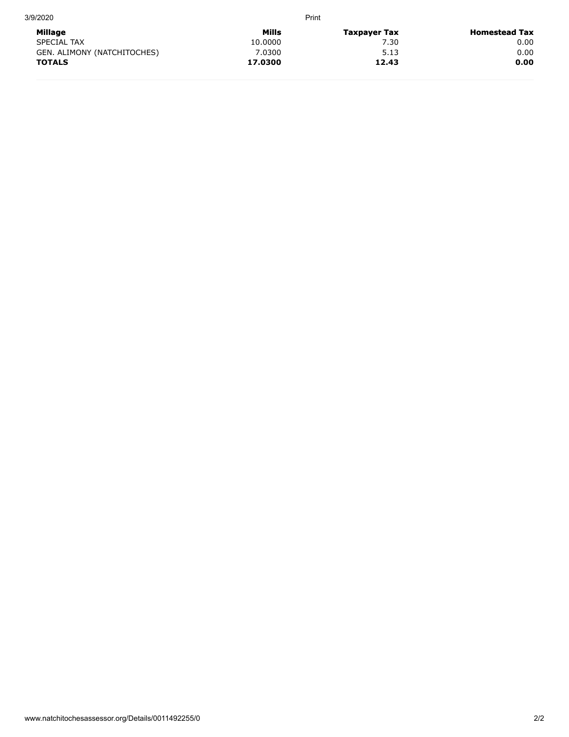| Millage | Mills | Taxpayer Tax | Homestead Tax |
| --- | --- | --- | --- |
| SPECIAL TAX | 10.0000 | 7.30 | 0.00 |
| GEN. ALIMONY (NATCHITOCHES) | 7.0300 | 5.13 | 0.00 |
| **TOTALS** | **17.0300** | **12.43** | **0.00** |